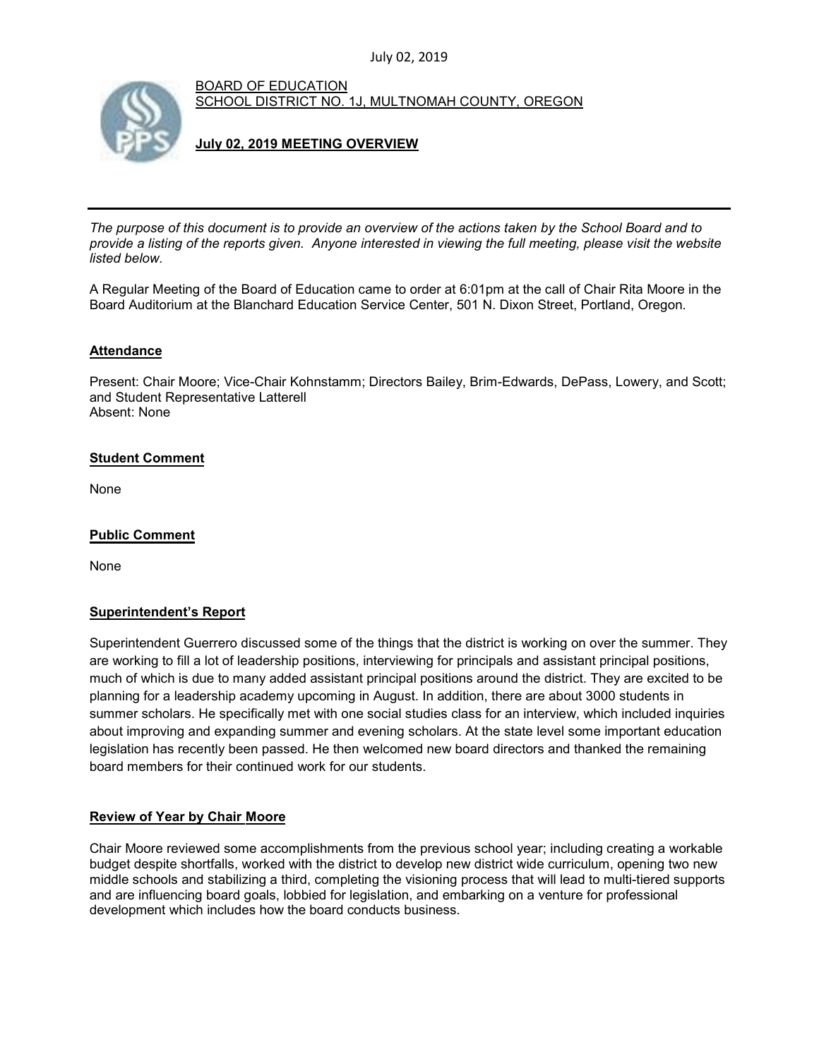BOARD OF EDUCATION
SCHOOL DISTRICT NO. 1J, MULTNOMAH COUNTY, OREGON

**July 02, 2019 MEETING OVERVIEW**

---

*The purpose of this document is to provide an overview of the actions taken by the School Board and to provide a listing of the reports given. Anyone interested in viewing the full meeting, please visit the website listed below.*

A Regular Meeting of the Board of Education came to order at 6:01pm at the call of Chair Rita Moore in the Board Auditorium at the Blanchard Education Service Center, 501 N. Dixon Street, Portland, Oregon.

## Attendance

Present: Chair Moore; Vice-Chair Kohnstamm; Directors Bailey, Brim-Edwards, DePass, Lowery, and Scott; and Student Representative Latterell
Absent: None

## Student Comment

None

## Public Comment

None

## Superintendent's Report

Superintendent Guerrero discussed some of the things that the district is working on over the summer. They are working to fill a lot of leadership positions, interviewing for principals and assistant principal positions, much of which is due to many added assistant principal positions around the district. They are excited to be planning for a leadership academy upcoming in August. In addition, there are about 3000 students in summer scholars. He specifically met with one social studies class for an interview, which included inquiries about improving and expanding summer and evening scholars. At the state level some important education legislation has recently been passed. He then welcomed new board directors and thanked the remaining board members for their continued work for our students.

## Review of Year by Chair Moore

Chair Moore reviewed some accomplishments from the previous school year; including creating a workable budget despite shortfalls, worked with the district to develop new district wide curriculum, opening two new middle schools and stabilizing a third, completing the visioning process that will lead to multi-tiered supports and are influencing board goals, lobbied for legislation, and embarking on a venture for professional development which includes how the board conducts business.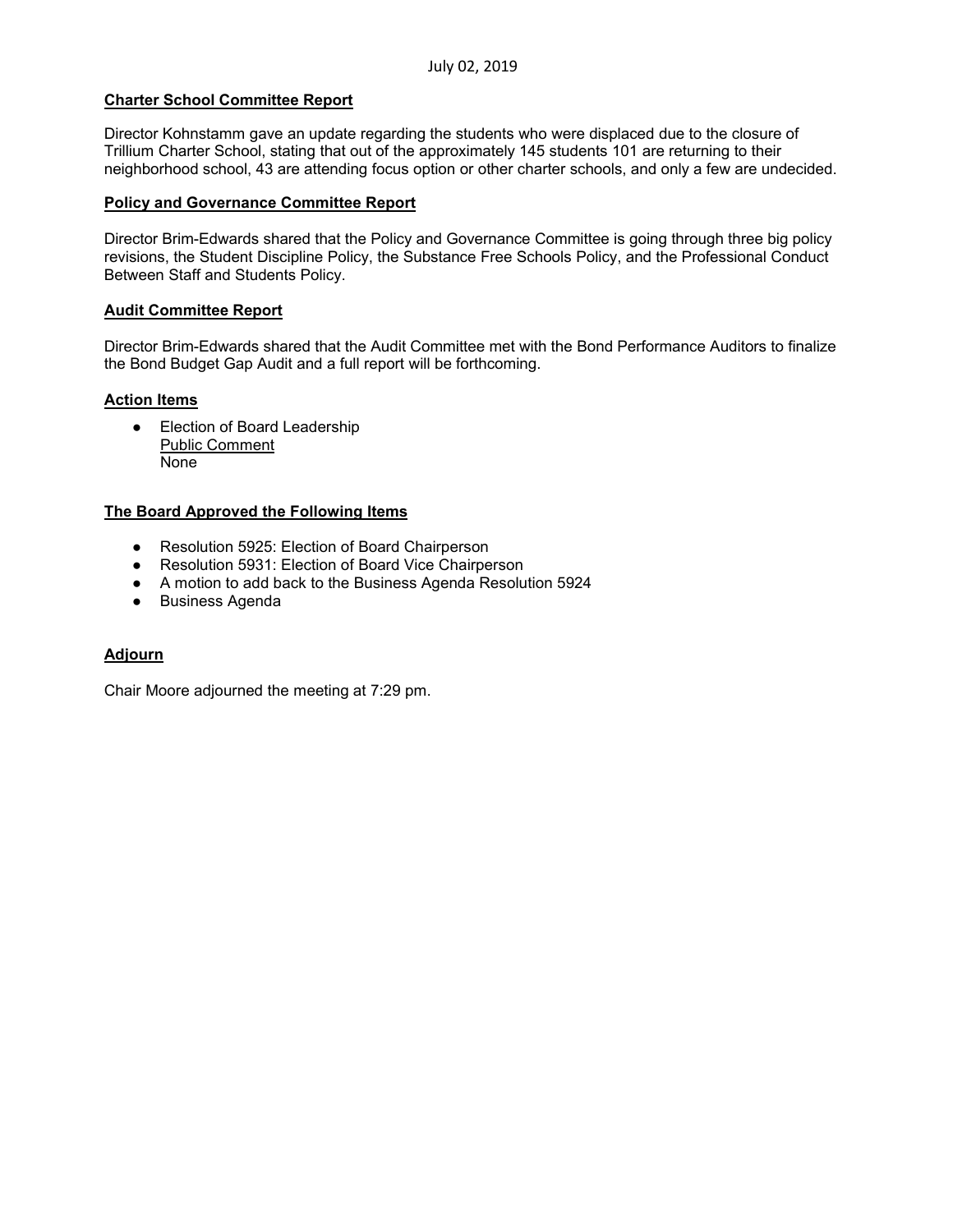**Charter School Committee Report**

Director Kohnstamm gave an update regarding the students who were displaced due to the closure of Trillium Charter School, stating that out of the approximately 145 students 101 are returning to their neighborhood school, 43 are attending focus option or other charter schools, and only a few are undecided.

**Policy and Governance Committee Report**

Director Brim-Edwards shared that the Policy and Governance Committee is going through three big policy revisions, the Student Discipline Policy, the Substance Free Schools Policy, and the Professional Conduct Between Staff and Students Policy.

**Audit Committee Report**

Director Brim-Edwards shared that the Audit Committee met with the Bond Performance Auditors to finalize the Bond Budget Gap Audit and a full report will be forthcoming.

**Action Items**

- Election of Board Leadership
  Public Comment
  None

**The Board Approved the Following Items**

- Resolution 5925: Election of Board Chairperson
- Resolution 5931: Election of Board Vice Chairperson
- A motion to add back to the Business Agenda Resolution 5924
- Business Agenda

**Adjourn**

Chair Moore adjourned the meeting at 7:29 pm.